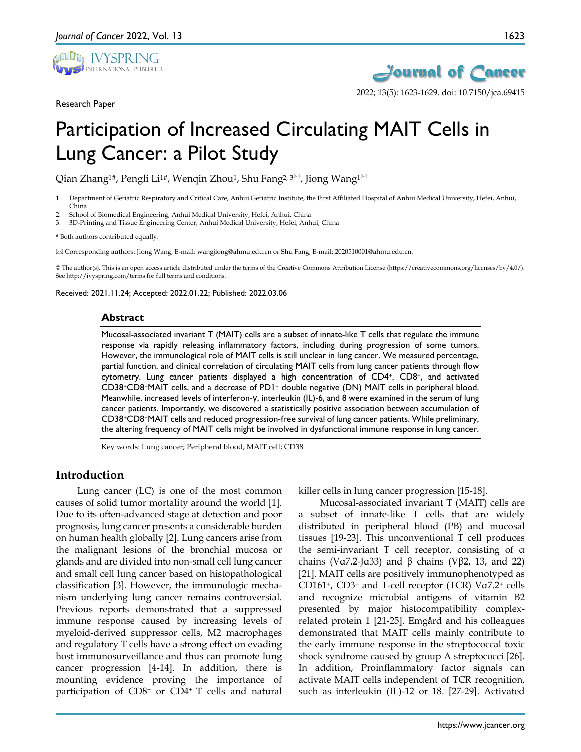Research Paper

# Participation of Increased Circulating MAIT Cells in Lung Cancer: a Pilot Study

Qian Zhang[1#], Pengli Li[1#], Wenqin Zhou[1], Shu Fang[2, 3✉], Jiong Wang[1✉]

1. Department of Geriatric Respiratory and Critical Care, Anhui Geriatric Institute, the First Affiliated Hospital of Anhui Medical University, Hefei, Anhui, China
2. School of Biomedical Engineering, Anhui Medical University, Hefei, Anhui, China
3. 3D-Printing and Tissue Engineering Center, Anhui Medical University, Hefei, Anhui, China

# Both authors contributed equally.

✉ Corresponding authors: Jiong Wang, E-mail: wangjiong@ahmu.edu.cn or Shu Fang, E-mail: 2020510001@ahmu.edu.cn.

© The author(s). This is an open access article distributed under the terms of the Creative Commons Attribution License (https://creativecommons.org/licenses/by/4.0/). See http://ivyspring.com/terms for full terms and conditions.

Received: 2021.11.24; Accepted: 2022.01.22; Published: 2022.03.06

## Abstract

Mucosal-associated invariant T (MAIT) cells are a subset of innate-like T cells that regulate the immune response via rapidly releasing inflammatory factors, including during progression of some tumors. However, the immunological role of MAIT cells is still unclear in lung cancer. We measured percentage, partial function, and clinical correlation of circulating MAIT cells from lung cancer patients through flow cytometry. Lung cancer patients displayed a high concentration of $CD4^+$, $CD8^+$, and activated $CD38^+CD8^+$MAIT cells, and a decrease of $PD1^+$ double negative (DN) MAIT cells in peripheral blood. Meanwhile, increased levels of interferon-γ, interleukin (IL)-6, and 8 were examined in the serum of lung cancer patients. Importantly, we discovered a statistically positive association between accumulation of $CD38^+CD8^+$MAIT cells and reduced progression-free survival of lung cancer patients. While preliminary, the altering frequency of MAIT cells might be involved in dysfunctional immune response in lung cancer.

Key words: Lung cancer; Peripheral blood; MAIT cell; CD38

## Introduction

Lung cancer (LC) is one of the most common causes of solid tumor mortality around the world [1]. Due to its often-advanced stage at detection and poor prognosis, lung cancer presents a considerable burden on human health globally [2]. Lung cancers arise from the malignant lesions of the bronchial mucosa or glands and are divided into non-small cell lung cancer and small cell lung cancer based on histopathological classification [3]. However, the immunologic mechanism underlying lung cancer remains controversial. Previous reports demonstrated that a suppressed immune response caused by increasing levels of myeloid-derived suppressor cells, M2 macrophages and regulatory T cells have a strong effect on evading host immunosurveillance and thus can promote lung cancer progression [4-14]. In addition, there is mounting evidence proving the importance of participation of $CD8^+$ or $CD4^+$ T cells and natural killer cells in lung cancer progression [15-18].

Mucosal-associated invariant T (MAIT) cells are a subset of innate-like T cells that are widely distributed in peripheral blood (PB) and mucosal tissues [19-23]. This unconventional T cell produces the semi-invariant T cell receptor, consisting of α chains (Vα7.2-Jα33) and β chains (Vβ2, 13, and 22) [21]. MAIT cells are positively immunophenotyped as $CD161^+$, $CD3^+$ and T-cell receptor (TCR) Vα7.2$^+$ cells and recognize microbial antigens of vitamin B2 presented by major histocompatibility complex-related protein 1 [21-25]. Emgård and his colleagues demonstrated that MAIT cells mainly contribute to the early immune response in the streptococcal toxic shock syndrome caused by group A streptococci [26]. In addition, Proinflammatory factor signals can activate MAIT cells independent of TCR recognition, such as interleukin (IL)-12 or 18. [27-29]. Activated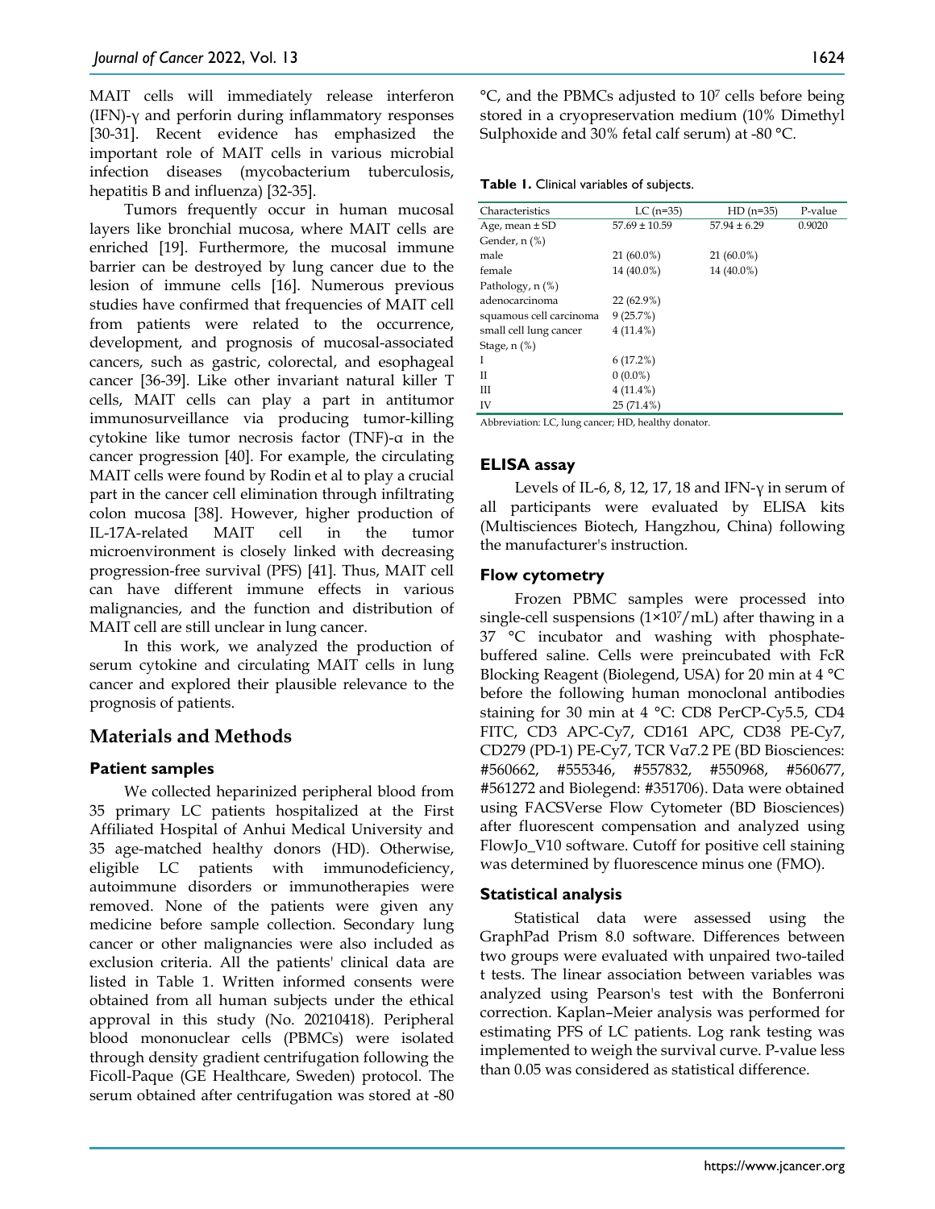MAIT cells will immediately release interferon (IFN)-γ and perforin during inflammatory responses [30-31]. Recent evidence has emphasized the important role of MAIT cells in various microbial infection diseases (mycobacterium tuberculosis, hepatitis B and influenza) [32-35].

Tumors frequently occur in human mucosal layers like bronchial mucosa, where MAIT cells are enriched [19]. Furthermore, the mucosal immune barrier can be destroyed by lung cancer due to the lesion of immune cells [16]. Numerous previous studies have confirmed that frequencies of MAIT cell from patients were related to the occurrence, development, and prognosis of mucosal-associated cancers, such as gastric, colorectal, and esophageal cancer [36-39]. Like other invariant natural killer T cells, MAIT cells can play a part in antitumor immunosurveillance via producing tumor-killing cytokine like tumor necrosis factor (TNF)-α in the cancer progression [40]. For example, the circulating MAIT cells were found by Rodin et al to play a crucial part in the cancer cell elimination through infiltrating colon mucosa [38]. However, higher production of IL-17A-related MAIT cell in the tumor microenvironment is closely linked with decreasing progression-free survival (PFS) [41]. Thus, MAIT cell can have different immune effects in various malignancies, and the function and distribution of MAIT cell are still unclear in lung cancer.

In this work, we analyzed the production of serum cytokine and circulating MAIT cells in lung cancer and explored their plausible relevance to the prognosis of patients.

## Materials and Methods

### Patient samples

We collected heparinized peripheral blood from 35 primary LC patients hospitalized at the First Affiliated Hospital of Anhui Medical University and 35 age-matched healthy donors (HD). Otherwise, eligible LC patients with immunodeficiency, autoimmune disorders or immunotherapies were removed. None of the patients were given any medicine before sample collection. Secondary lung cancer or other malignancies were also included as exclusion criteria. All the patients' clinical data are listed in Table 1. Written informed consents were obtained from all human subjects under the ethical approval in this study (No. 20210418). Peripheral blood mononuclear cells (PBMCs) were isolated through density gradient centrifugation following the Ficoll-Paque (GE Healthcare, Sweden) protocol. The serum obtained after centrifugation was stored at -80 °C, and the PBMCs adjusted to $10^7$ cells before being stored in a cryopreservation medium (10% Dimethyl Sulphoxide and 30% fetal calf serum) at -80 °C.

**Table 1.** Clinical variables of subjects.

| Characteristics | LC (n=35) | HD (n=35) | P-value |
|---|---|---|---|
| Age, mean ± SD | 57.69 ± 10.59 | 57.94 ± 6.29 | 0.9020 |
| Gender, n (%) | | | |
| male | 21 (60.0%) | 21 (60.0%) | |
| female | 14 (40.0%) | 14 (40.0%) | |
| Pathology, n (%) | | | |
| adenocarcinoma | 22 (62.9%) | | |
| squamous cell carcinoma | 9 (25.7%) | | |
| small cell lung cancer | 4 (11.4%) | | |
| Stage, n (%) | | | |
| I | 6 (17.2%) | | |
| II | 0 (0.0%) | | |
| III | 4 (11.4%) | | |
| IV | 25 (71.4%) | | |

Abbreviation: LC, lung cancer; HD, healthy donator.

### ELISA assay

Levels of IL-6, 8, 12, 17, 18 and IFN-γ in serum of all participants were evaluated by ELISA kits (Multisciences Biotech, Hangzhou, China) following the manufacturer's instruction.

### Flow cytometry

Frozen PBMC samples were processed into single-cell suspensions ($1 \times 10^7$/mL) after thawing in a 37 °C incubator and washing with phosphate-buffered saline. Cells were preincubated with FcR Blocking Reagent (Biolegend, USA) for 20 min at 4 °C before the following human monoclonal antibodies staining for 30 min at 4 °C: CD8 PerCP-Cy5.5, CD4 FITC, CD3 APC-Cy7, CD161 APC, CD38 PE-Cy7, CD279 (PD-1) PE-Cy7, TCR Vα7.2 PE (BD Biosciences: #560662, #555346, #557832, #550968, #560677, #561272 and Biolegend: #351706). Data were obtained using FACSVerse Flow Cytometer (BD Biosciences) after fluorescent compensation and analyzed using FlowJo_V10 software. Cutoff for positive cell staining was determined by fluorescence minus one (FMO).

### Statistical analysis

Statistical data were assessed using the GraphPad Prism 8.0 software. Differences between two groups were evaluated with unpaired two-tailed t tests. The linear association between variables was analyzed using Pearson's test with the Bonferroni correction. Kaplan–Meier analysis was performed for estimating PFS of LC patients. Log rank testing was implemented to weigh the survival curve. P-value less than 0.05 was considered as statistical difference.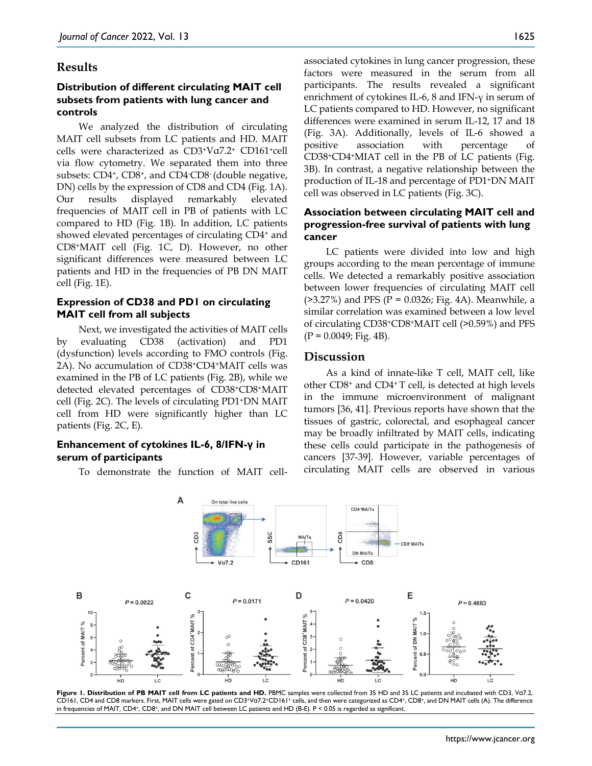## Results

### Distribution of different circulating MAIT cell subsets from patients with lung cancer and controls

We analyzed the distribution of circulating MAIT cell subsets from LC patients and HD. MAIT cells were characterized as $CD3^+V\alpha7.2^+$ $CD161^+$cell via flow cytometry. We separated them into three subsets: $CD4^+$, $CD8^+$, and $CD4^-CD8^-$ (double negative, DN) cells by the expression of CD8 and CD4 (Fig. 1A). Our results displayed remarkably elevated frequencies of MAIT cell in PB of patients with LC compared to HD (Fig. 1B). In addition, LC patients showed elevated percentages of circulating $CD4^+$ and $CD8^+$MAIT cell (Fig. 1C, D). However, no other significant differences were measured between LC patients and HD in the frequencies of PB DN MAIT cell (Fig. 1E).

### Expression of CD38 and PD1 on circulating MAIT cell from all subjects

Next, we investigated the activities of MAIT cells by evaluating CD38 (activation) and PD1 (dysfunction) levels according to FMO controls (Fig. 2A). No accumulation of $CD38^+CD4^+$MAIT cells was examined in the PB of LC patients (Fig. 2B), while we detected elevated percentages of $CD38^+CD8^+$MAIT cell (Fig. 2C). The levels of circulating $PD1^+$DN MAIT cell from HD were significantly higher than LC patients (Fig. 2C, E).

### Enhancement of cytokines IL-6, 8/IFN-γ in serum of participants

To demonstrate the function of MAIT cell-associated cytokines in lung cancer progression, these factors were measured in the serum from all participants. The results revealed a significant enrichment of cytokines IL-6, 8 and IFN-γ in serum of LC patients compared to HD. However, no significant differences were examined in serum IL-12, 17 and 18 (Fig. 3A). Additionally, levels of IL-6 showed a positive association with percentage of $CD38^+CD4^+$MIAT cell in the PB of LC patients (Fig. 3B). In contrast, a negative relationship between the production of IL-18 and percentage of $PD1^+$DN MAIT cell was observed in LC patients (Fig. 3C).

### Association between circulating MAIT cell and progression-free survival of patients with lung cancer

LC patients were divided into low and high groups according to the mean percentage of immune cells. We detected a remarkably positive association between lower frequencies of circulating MAIT cell (>3.27%) and PFS ($P = 0.0326$; Fig. 4A). Meanwhile, a similar correlation was examined between a low level of circulating $CD38^+CD8^+$MAIT cell (>0.59%) and PFS ($P = 0.0049$; Fig. 4B).

## Discussion

As a kind of innate-like T cell, MAIT cell, like other $CD8^+$ and $CD4^+$ T cell, is detected at high levels in the immune microenvironment of malignant tumors [36, 41]. Previous reports have shown that the tissues of gastric, colorectal, and esophageal cancer may be broadly infiltrated by MAIT cells, indicating these cells could participate in the pathogenesis of cancers [37-39]. However, variable percentages of circulating MAIT cells are observed in various

**Figure 1. Distribution of PB MAIT cell from LC patients and HD.** PBMC samples were collected from 35 HD and 35 LC patients and incubated with CD3, Vα7.2, CD161, CD4 and CD8 markers. First, MAIT cells were gated on $CD3^+V\alpha7.2^+CD161^+$ cells, and then were categorized as $CD4^+$, $CD8^+$, and DN MAIT cells (A). The difference in frequencies of MAIT, $CD4^+$, $CD8^+$, and DN MAIT cell between LC patients and HD (B-E). $P < 0.05$ is regarded as significant.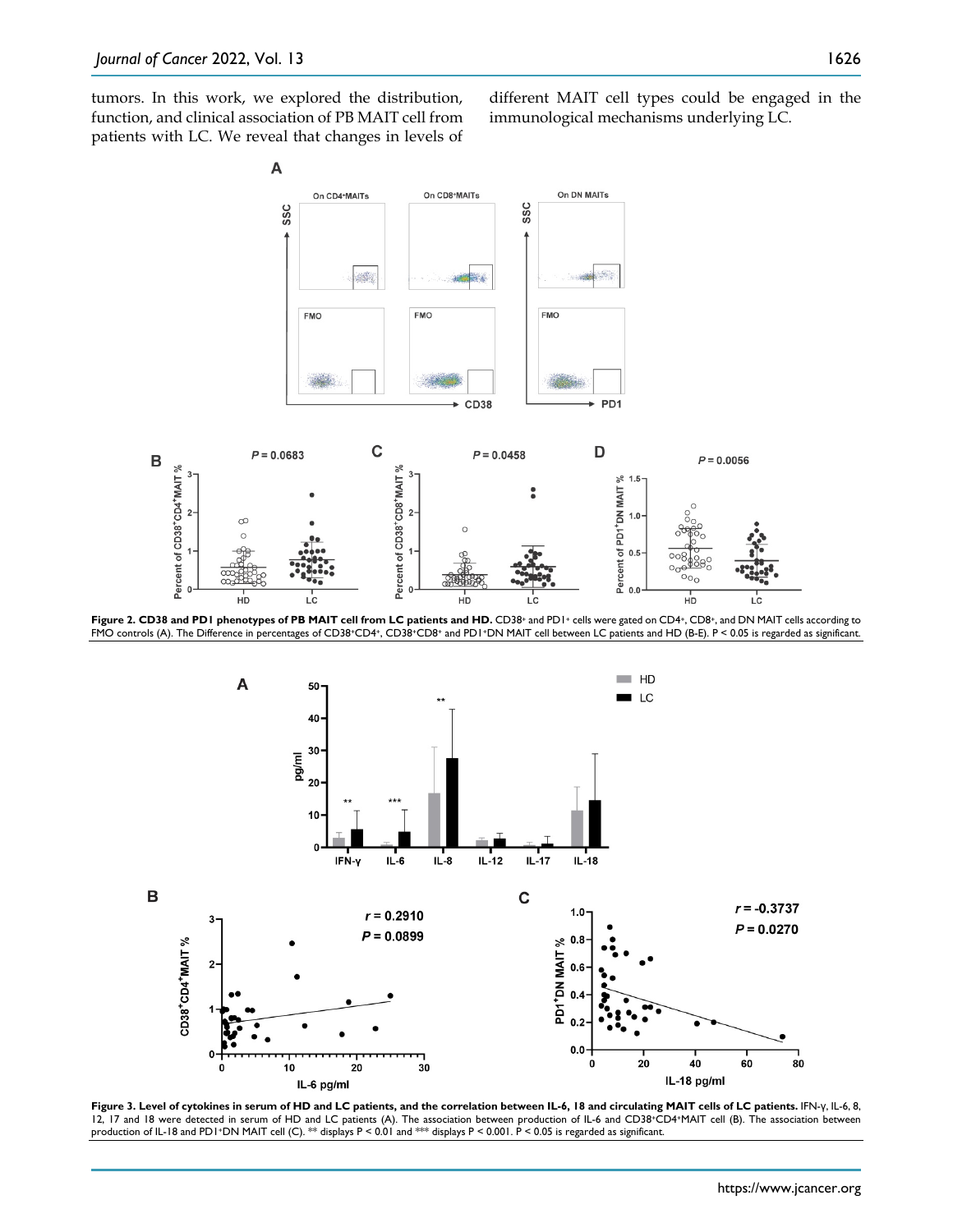tumors. In this work, we explored the distribution, function, and clinical association of PB MAIT cell from patients with LC. We reveal that changes in levels of different MAIT cell types could be engaged in the immunological mechanisms underlying LC.

**Figure 2. CD38 and PD1 phenotypes of PB MAIT cell from LC patients and HD.** CD38+ and PD1+ cells were gated on CD4+, CD8+, and DN MAIT cells according to FMO controls (A). The Difference in percentages of CD38+CD4+, CD38+CD8+ and PD1+DN MAIT cell between LC patients and HD (B-E). P < 0.05 is regarded as significant.

**Figure 3. Level of cytokines in serum of HD and LC patients, and the correlation between IL-6, 18 and circulating MAIT cells of LC patients.** IFN-γ, IL-6, 8, 12, 17 and 18 were detected in serum of HD and LC patients (A). The association between production of IL-6 and CD38+CD4+MAIT cell (B). The association between production of IL-18 and PD1+DN MAIT cell (C). ** displays P < 0.01 and *** displays P < 0.001. P < 0.05 is regarded as significant.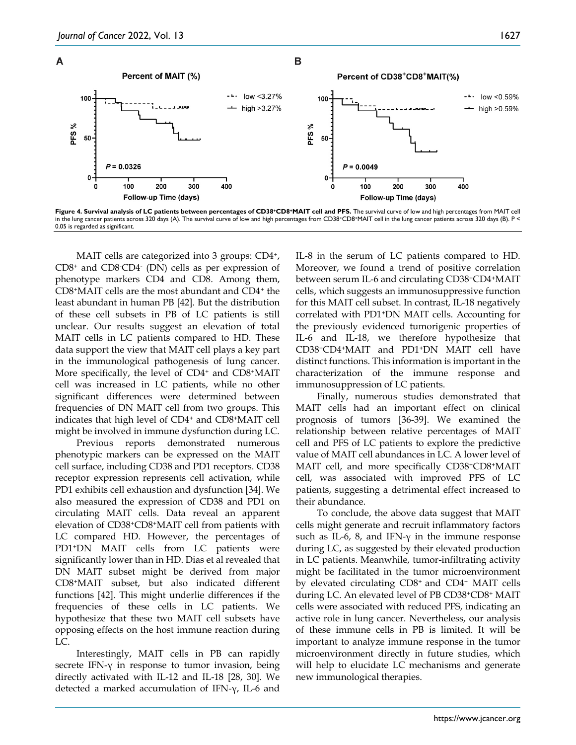**Figure 4. Survival analysis of LC patients between percentages of CD38⁺CD8⁺MAIT cell and PFS.** The survival curve of low and high percentages from MAIT cell in the lung cancer patients across 320 days (A). The survival curve of low and high percentages from CD38⁺CD8⁺MAIT cell in the lung cancer patients across 320 days (B). $P < 0.05$ is regarded as significant.

MAIT cells are categorized into 3 groups: CD4⁺, CD8⁺ and CD8⁻CD4⁻ (DN) cells as per expression of phenotype markers CD4 and CD8. Among them, CD8⁺MAIT cells are the most abundant and CD4⁺ the least abundant in human PB [42]. But the distribution of these cell subsets in PB of LC patients is still unclear. Our results suggest an elevation of total MAIT cells in LC patients compared to HD. These data support the view that MAIT cell plays a key part in the immunological pathogenesis of lung cancer. More specifically, the level of CD4⁺ and CD8⁺MAIT cell was increased in LC patients, while no other significant differences were determined between frequencies of DN MAIT cell from two groups. This indicates that high level of CD4⁺ and CD8⁺MAIT cell might be involved in immune dysfunction during LC.

Previous reports demonstrated numerous phenotypic markers can be expressed on the MAIT cell surface, including CD38 and PD1 receptors. CD38 receptor expression represents cell activation, while PD1 exhibits cell exhaustion and dysfunction [34]. We also measured the expression of CD38 and PD1 on circulating MAIT cells. Data reveal an apparent elevation of CD38⁺CD8⁺MAIT cell from patients with LC compared HD. However, the percentages of PD1⁺DN MAIT cells from LC patients were significantly lower than in HD. Dias et al revealed that DN MAIT subset might be derived from major CD8⁺MAIT subset, but also indicated different functions [42]. This might underlie differences if the frequencies of these cells in LC patients. We hypothesize that these two MAIT cell subsets have opposing effects on the host immune reaction during LC.

Interestingly, MAIT cells in PB can rapidly secrete IFN-γ in response to tumor invasion, being directly activated with IL-12 and IL-18 [28, 30]. We detected a marked accumulation of IFN-γ, IL-6 and IL-8 in the serum of LC patients compared to HD. Moreover, we found a trend of positive correlation between serum IL-6 and circulating CD38⁺CD4⁺MAIT cells, which suggests an immunosuppressive function for this MAIT cell subset. In contrast, IL-18 negatively correlated with PD1⁺DN MAIT cells. Accounting for the previously evidenced tumorigenic properties of IL-6 and IL-18, we therefore hypothesize that CD38⁺CD4⁺MAIT and PD1⁺DN MAIT cell have distinct functions. This information is important in the characterization of the immune response and immunosuppression of LC patients.

Finally, numerous studies demonstrated that MAIT cells had an important effect on clinical prognosis of tumors [36-39]. We examined the relationship between relative percentages of MAIT cell and PFS of LC patients to explore the predictive value of MAIT cell abundances in LC. A lower level of MAIT cell, and more specifically CD38⁺CD8⁺MAIT cell, was associated with improved PFS of LC patients, suggesting a detrimental effect increased to their abundance.

To conclude, the above data suggest that MAIT cells might generate and recruit inflammatory factors such as IL-6, 8, and IFN-γ in the immune response during LC, as suggested by their elevated production in LC patients. Meanwhile, tumor-infiltrating activity might be facilitated in the tumor microenvironment by elevated circulating CD8⁺ and CD4⁺ MAIT cells during LC. An elevated level of PB CD38⁺CD8⁺ MAIT cells were associated with reduced PFS, indicating an active role in lung cancer. Nevertheless, our analysis of these immune cells in PB is limited. It will be important to analyze immune response in the tumor microenvironment directly in future studies, which will help to elucidate LC mechanisms and generate new immunological therapies.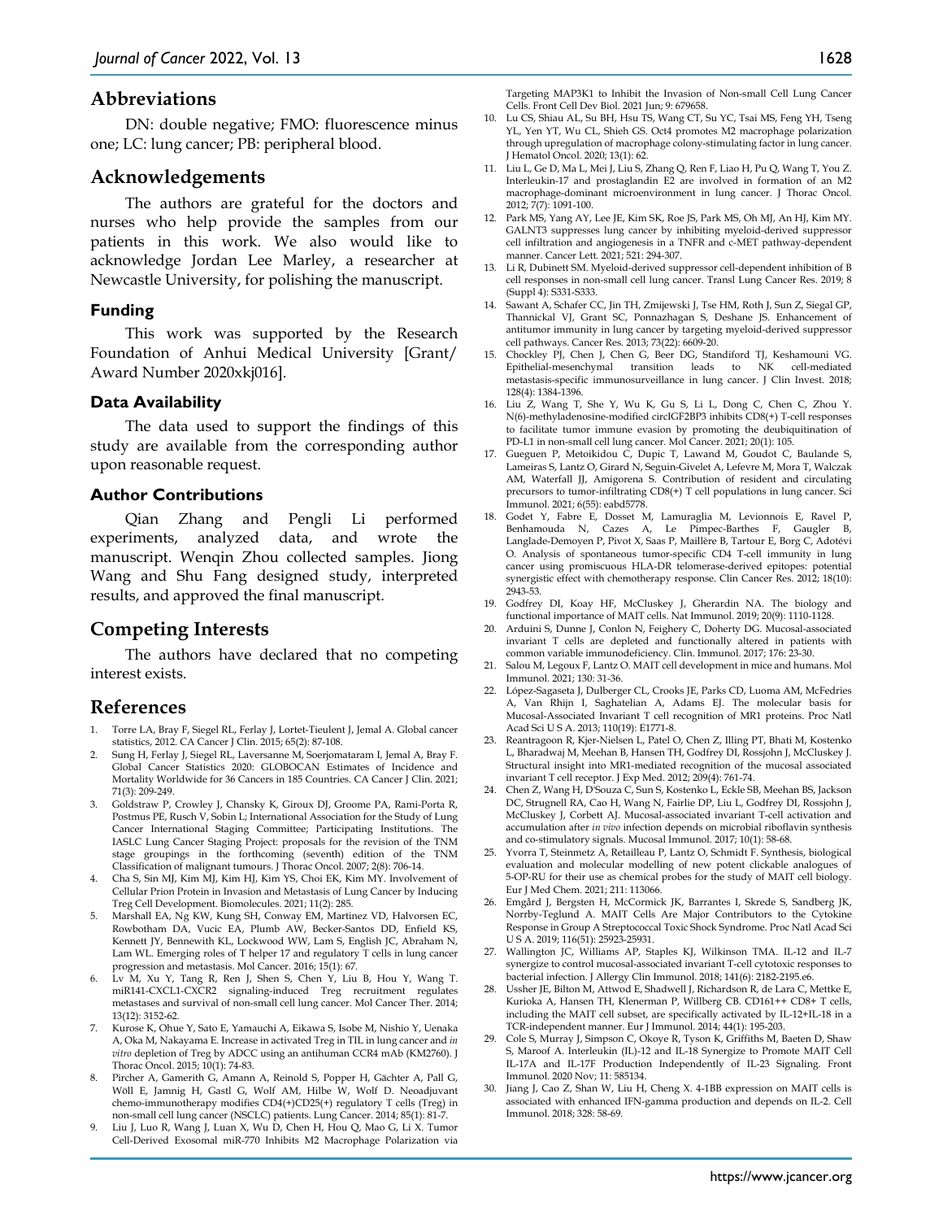## Abbreviations

DN: double negative; FMO: fluorescence minus one; LC: lung cancer; PB: peripheral blood.

## Acknowledgements

The authors are grateful for the doctors and nurses who help provide the samples from our patients in this work. We also would like to acknowledge Jordan Lee Marley, a researcher at Newcastle University, for polishing the manuscript.

### Funding

This work was supported by the Research Foundation of Anhui Medical University [Grant/ Award Number 2020xkj016].

### Data Availability

The data used to support the findings of this study are available from the corresponding author upon reasonable request.

### Author Contributions

Qian Zhang and Pengli Li performed experiments, analyzed data, and wrote the manuscript. Wenqin Zhou collected samples. Jiong Wang and Shu Fang designed study, interpreted results, and approved the final manuscript.

## Competing Interests

The authors have declared that no competing interest exists.

## References

1. Torre LA, Bray F, Siegel RL, Ferlay J, Lortet-Tieulent J, Jemal A. Global cancer statistics, 2012. CA Cancer J Clin. 2015; 65(2): 87-108.
2. Sung H, Ferlay J, Siegel RL, Laversanne M, Soerjomataram I, Jemal A, Bray F. Global Cancer Statistics 2020: GLOBOCAN Estimates of Incidence and Mortality Worldwide for 36 Cancers in 185 Countries. CA Cancer J Clin. 2021; 71(3): 209-249.
3. Goldstraw P, Crowley J, Chansky K, Giroux DJ, Groome PA, Rami-Porta R, Postmus PE, Rusch V, Sobin L; International Association for the Study of Lung Cancer International Staging Committee; Participating Institutions. The IASLC Lung Cancer Staging Project: proposals for the revision of the TNM stage groupings in the forthcoming (seventh) edition of the TNM Classification of malignant tumours. J Thorac Oncol. 2007; 2(8): 706-14.
4. Cha S, Sin MJ, Kim MJ, Kim HJ, Kim YS, Choi EK, Kim MY. Involvement of Cellular Prion Protein in Invasion and Metastasis of Lung Cancer by Inducing Treg Cell Development. Biomolecules. 2021; 11(2): 285.
5. Marshall EA, Ng KW, Kung SH, Conway EM, Martinez VD, Halvorsen EC, Rowbotham DA, Vucic EA, Plumb AW, Becker-Santos DD, Enfield KS, Kennett JY, Bennewith KL, Lockwood WW, Lam S, English JC, Abraham N, Lam WL. Emerging roles of T helper 17 and regulatory T cells in lung cancer progression and metastasis. Mol Cancer. 2016; 15(1): 67.
6. Lv M, Xu Y, Tang R, Ren J, Shen S, Chen Y, Liu B, Hou Y, Wang T. miR141-CXCL1-CXCR2 signaling-induced Treg recruitment regulates metastases and survival of non-small cell lung cancer. Mol Cancer Ther. 2014; 13(12): 3152-62.
7. Kurose K, Ohue Y, Sato E, Yamauchi A, Eikawa S, Isobe M, Nishio Y, Uenaka A, Oka M, Nakayama E. Increase in activated Treg in TIL in lung cancer and *in vitro* depletion of Treg by ADCC using an antihuman CCR4 mAb (KM2760). J Thorac Oncol. 2015; 10(1): 74-83.
8. Pircher A, Gamerith G, Amann A, Reinold S, Popper H, Gächter A, Pall G, Wöll E, Jamnig H, Gastl G, Wolf AM, Hilbe W, Wolf D. Neoadjuvant chemo-immunotherapy modifies CD4(+)CD25(+) regulatory T cells (Treg) in non-small cell lung cancer (NSCLC) patients. Lung Cancer. 2014; 85(1): 81-7.
9. Liu J, Luo R, Wang J, Luan X, Wu D, Chen H, Hou Q, Mao G, Li X. Tumor Cell-Derived Exosomal miR-770 Inhibits M2 Macrophage Polarization via Targeting MAP3K1 to Inhibit the Invasion of Non-small Cell Lung Cancer Cells. Front Cell Dev Biol. 2021 Jun; 9: 679658.
10. Lu CS, Shiau AL, Su BH, Hsu TS, Wang CT, Su YC, Tsai MS, Feng YH, Tseng YL, Yen YT, Wu CL, Shieh GS. Oct4 promotes M2 macrophage polarization through upregulation of macrophage colony-stimulating factor in lung cancer. J Hematol Oncol. 2020; 13(1): 62.
11. Liu L, Ge D, Ma L, Mei J, Liu S, Zhang Q, Ren F, Liao H, Pu Q, Wang T, You Z. Interleukin-17 and prostaglandin E2 are involved in formation of an M2 macrophage-dominant microenvironment in lung cancer. J Thorac Oncol. 2012; 7(7): 1091-100.
12. Park MS, Yang AY, Lee JE, Kim SK, Roe JS, Park MS, Oh MJ, An HJ, Kim MY. GALNT3 suppresses lung cancer by inhibiting myeloid-derived suppressor cell infiltration and angiogenesis in a TNFR and c-MET pathway-dependent manner. Cancer Lett. 2021; 521: 294-307.
13. Li R, Dubinett SM. Myeloid-derived suppressor cell-dependent inhibition of B cell responses in non-small cell lung cancer. Transl Lung Cancer Res. 2019; 8 (Suppl 4): S331-S333.
14. Sawant A, Schafer CC, Jin TH, Zmijewski J, Tse HM, Roth J, Sun Z, Siegal GP, Thannickal VJ, Grant SC, Ponnazhagan S, Deshane JS. Enhancement of antitumor immunity in lung cancer by targeting myeloid-derived suppressor cell pathways. Cancer Res. 2013; 73(22): 6609-20.
15. Chockley PJ, Chen J, Chen G, Beer DG, Standiford TJ, Keshamouni VG. Epithelial-mesenchymal transition leads to NK cell-mediated metastasis-specific immunosurveillance in lung cancer. J Clin Invest. 2018; 128(4): 1384-1396.
16. Liu Z, Wang T, She Y, Wu K, Gu S, Li L, Dong C, Chen C, Zhou Y. N(6)-methyladenosine-modified circIGF2BP3 inhibits CD8(+) T-cell responses to facilitate tumor immune evasion by promoting the deubiquitination of PD-L1 in non-small cell lung cancer. Mol Cancer. 2021; 20(1): 105.
17. Gueguen P, Metoikidou C, Dupic T, Lawand M, Goudot C, Baulande S, Lameiras S, Lantz O, Girard N, Seguin-Givelet A, Lefevre M, Mora T, Walczak AM, Waterfall JJ, Amigorena S. Contribution of resident and circulating precursors to tumor-infiltrating CD8(+) T cell populations in lung cancer. Sci Immunol. 2021; 6(55): eabd5778.
18. Godet Y, Fabre E, Dosset M, Lamuraglia M, Levionnois E, Ravel P, Benhamouda N, Cazes A, Le Pimpec-Barthes F, Gaugler B, Langlade-Demoyen P, Pivot X, Saas P, Maillère B, Tartour E, Borg C, Adotévi O. Analysis of spontaneous tumor-specific CD4 T-cell immunity in lung cancer using promiscuous HLA-DR telomerase-derived epitopes: potential synergistic effect with chemotherapy response. Clin Cancer Res. 2012; 18(10): 2943-53.
19. Godfrey DI, Koay HF, McCluskey J, Gherardin NA. The biology and functional importance of MAIT cells. Nat Immunol. 2019; 20(9): 1110-1128.
20. Arduini S, Dunne J, Conlon N, Feighery C, Doherty DG. Mucosal-associated invariant T cells are depleted and functionally altered in patients with common variable immunodeficiency. Clin. Immunol. 2017; 176: 23-30.
21. Salou M, Legoux F, Lantz O. MAIT cell development in mice and humans. Mol Immunol. 2021; 130: 31-36.
22. López-Sagaseta J, Dulberger CL, Crooks JE, Parks CD, Luoma AM, McFedries A, Van Rhijn I, Saghatelian A, Adams EJ. The molecular basis for Mucosal-Associated Invariant T cell recognition of MR1 proteins. Proc Natl Acad Sci U S A. 2013; 110(19): E1771-8.
23. Reantragoon R, Kjer-Nielsen L, Patel O, Chen Z, Illing PT, Bhati M, Kostenko L, Bharadwaj M, Meehan B, Hansen TH, Godfrey DI, Rossjohn J, McCluskey J. Structural insight into MR1-mediated recognition of the mucosal associated invariant T cell receptor. J Exp Med. 2012; 209(4): 761-74.
24. Chen Z, Wang H, D'Souza C, Sun S, Kostenko L, Eckle SB, Meehan BS, Jackson DC, Strugnell RA, Cao H, Wang N, Fairlie DP, Liu L, Godfrey DI, Rossjohn J, McCluskey J, Corbett AJ. Mucosal-associated invariant T-cell activation and accumulation after *in vivo* infection depends on microbial riboflavin synthesis and co-stimulatory signals. Mucosal Immunol. 2017; 10(1): 58-68.
25. Yvorra T, Steinmetz A, Retailleau P, Lantz O, Schmidt F. Synthesis, biological evaluation and molecular modelling of new potent clickable analogues of 5-OP-RU for their use as chemical probes for the study of MAIT cell biology. Eur J Med Chem. 2021; 211: 113066.
26. Emgård J, Bergsten H, McCormick JK, Barrantes I, Skrede S, Sandberg JK, Norrby-Teglund A. MAIT Cells Are Major Contributors to the Cytokine Response in Group A Streptococcal Toxic Shock Syndrome. Proc Natl Acad Sci U S A. 2019; 116(51): 25923-25931.
27. Wallington JC, Williams AP, Staples KJ, Wilkinson TMA. IL-12 and IL-7 synergize to control mucosal-associated invariant T-cell cytotoxic responses to bacterial infection. J Allergy Clin Immunol. 2018; 141(6): 2182-2195.e6.
28. Ussher JE, Bilton M, Attwod E, Shadwell J, Richardson R, de Lara C, Mettke E, Kurioka A, Hansen TH, Klenerman P, Willberg CB. CD161++ CD8+ T cells, including the MAIT cell subset, are specifically activated by IL-12+IL-18 in a TCR-independent manner. Eur J Immunol. 2014; 44(1): 195-203.
29. Cole S, Murray J, Simpson C, Okoye R, Tyson K, Griffiths M, Baeten D, Shaw S, Maroof A. Interleukin (IL)-12 and IL-18 Synergize to Promote MAIT Cell IL-17A and IL-17F Production Independently of IL-23 Signaling. Front Immunol. 2020 Nov; 11: 585134.
30. Jiang J, Cao Z, Shan W, Liu H, Cheng X. 4-1BB expression on MAIT cells is associated with enhanced IFN-gamma production and depends on IL-2. Cell Immunol. 2018; 328: 58-69.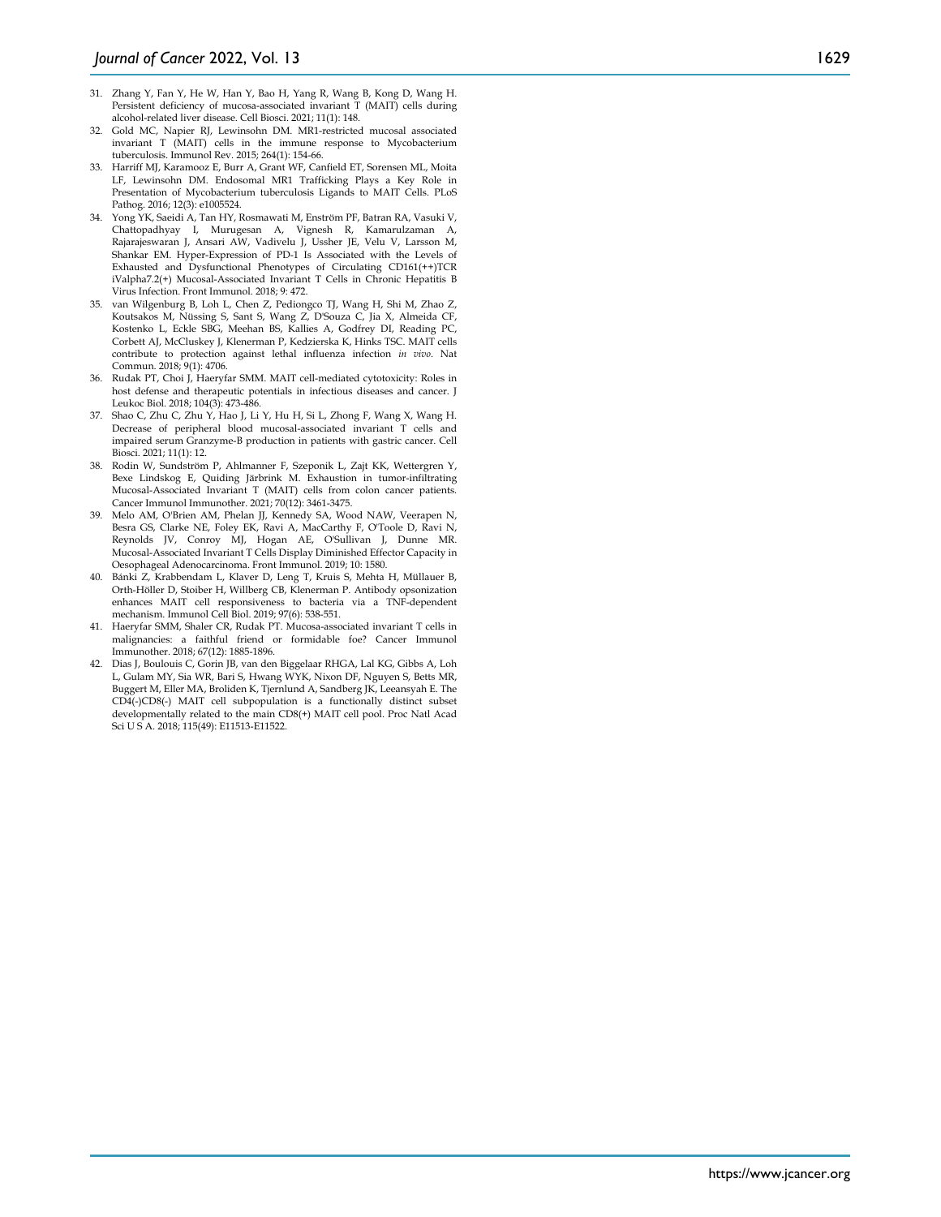31. Zhang Y, Fan Y, He W, Han Y, Bao H, Yang R, Wang B, Kong D, Wang H. Persistent deficiency of mucosa-associated invariant T (MAIT) cells during alcohol-related liver disease. Cell Biosci. 2021; 11(1): 148.
32. Gold MC, Napier RJ, Lewinsohn DM. MR1-restricted mucosal associated invariant T (MAIT) cells in the immune response to Mycobacterium tuberculosis. Immunol Rev. 2015; 264(1): 154-66.
33. Harriff MJ, Karamooz E, Burr A, Grant WF, Canfield ET, Sorensen ML, Moita LF, Lewinsohn DM. Endosomal MR1 Trafficking Plays a Key Role in Presentation of Mycobacterium tuberculosis Ligands to MAIT Cells. PLoS Pathog. 2016; 12(3): e1005524.
34. Yong YK, Saeidi A, Tan HY, Rosmawati M, Enström PF, Batran RA, Vasuki V, Chattopadhyay I, Murugesan A, Vignesh R, Kamarulzaman A, Rajarajeswaran J, Ansari AW, Vadivelu J, Ussher JE, Velu V, Larsson M, Shankar EM. Hyper-Expression of PD-1 Is Associated with the Levels of Exhausted and Dysfunctional Phenotypes of Circulating CD161(++)TCR iValpha7.2(+) Mucosal-Associated Invariant T Cells in Chronic Hepatitis B Virus Infection. Front Immunol. 2018; 9: 472.
35. van Wilgenburg B, Loh L, Chen Z, Pediongco TJ, Wang H, Shi M, Zhao Z, Koutsakos M, Nüssing S, Sant S, Wang Z, D'Souza C, Jia X, Almeida CF, Kostenko L, Eckle SBG, Meehan BS, Kallies A, Godfrey DI, Reading PC, Corbett AJ, McCluskey J, Klenerman P, Kedzierska K, Hinks TSC. MAIT cells contribute to protection against lethal influenza infection *in vivo*. Nat Commun. 2018; 9(1): 4706.
36. Rudak PT, Choi J, Haeryfar SMM. MAIT cell-mediated cytotoxicity: Roles in host defense and therapeutic potentials in infectious diseases and cancer. J Leukoc Biol. 2018; 104(3): 473-486.
37. Shao C, Zhu C, Zhu Y, Hao J, Li Y, Hu H, Si L, Zhong F, Wang X, Wang H. Decrease of peripheral blood mucosal-associated invariant T cells and impaired serum Granzyme-B production in patients with gastric cancer. Cell Biosci. 2021; 11(1): 12.
38. Rodin W, Sundström P, Ahlmanner F, Szeponik L, Zajt KK, Wettergren Y, Bexe Lindskog E, Quiding Järbrink M. Exhaustion in tumor-infiltrating Mucosal-Associated Invariant T (MAIT) cells from colon cancer patients. Cancer Immunol Immunother. 2021; 70(12): 3461-3475.
39. Melo AM, O'Brien AM, Phelan JJ, Kennedy SA, Wood NAW, Veerapen N, Besra GS, Clarke NE, Foley EK, Ravi A, MacCarthy F, O'Toole D, Ravi N, Reynolds JV, Conroy MJ, Hogan AE, O'Sullivan J, Dunne MR. Mucosal-Associated Invariant T Cells Display Diminished Effector Capacity in Oesophageal Adenocarcinoma. Front Immunol. 2019; 10: 1580.
40. Bánki Z, Krabbendam L, Klaver D, Leng T, Kruis S, Mehta H, Müllauer B, Orth-Höller D, Stoiber H, Willberg CB, Klenerman P. Antibody opsonization enhances MAIT cell responsiveness to bacteria via a TNF-dependent mechanism. Immunol Cell Biol. 2019; 97(6): 538-551.
41. Haeryfar SMM, Shaler CR, Rudak PT. Mucosa-associated invariant T cells in malignancies: a faithful friend or formidable foe? Cancer Immunol Immunother. 2018; 67(12): 1885-1896.
42. Dias J, Boulouis C, Gorin JB, van den Biggelaar RHGA, Lal KG, Gibbs A, Loh L, Gulam MY, Sia WR, Bari S, Hwang WYK, Nixon DF, Nguyen S, Betts MR, Buggert M, Eller MA, Broliden K, Tjernlund A, Sandberg JK, Leeansyah E. The CD4(-)CD8(-) MAIT cell subpopulation is a functionally distinct subset developmentally related to the main CD8(+) MAIT cell pool. Proc Natl Acad Sci U S A. 2018; 115(49): E11513-E11522.